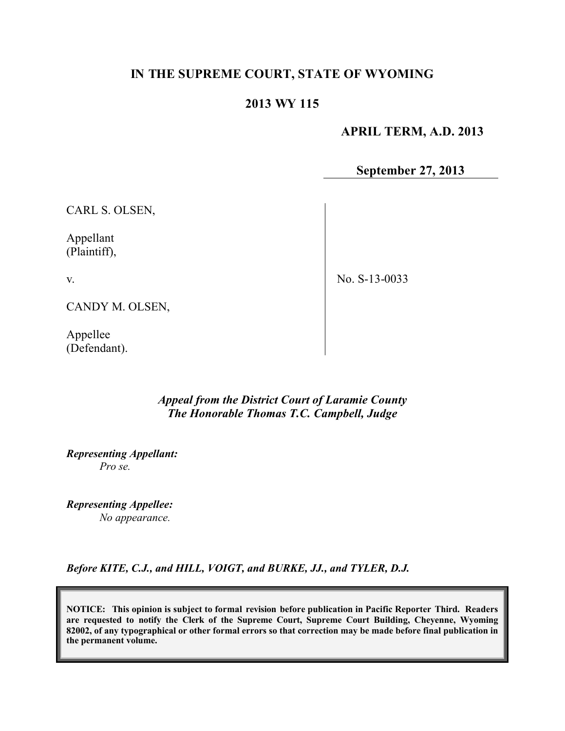# IN THE SUPREME COURT, STATE OF WYOMING

## 2013 WY 115

**APRIL TERM, A.D. 2013**

**September 27, 2013**

| | |
|---|---|
| CARL S. OLSEN,<br><br>Appellant<br>(Plaintiff),<br><br>v.<br><br>CANDY M. OLSEN,<br><br>Appellee<br>(Defendant). | No. S-13-0033 |

***Appeal from the District Court of Laramie County***
***The Honorable Thomas T.C. Campbell, Judge***

***Representing Appellant:***
*Pro se.*

***Representing Appellee:***
*No appearance.*

***Before KITE, C.J., and HILL, VOIGT, and BURKE, JJ., and TYLER, D.J.***

**NOTICE: This opinion is subject to formal revision before publication in Pacific Reporter Third. Readers are requested to notify the Clerk of the Supreme Court, Supreme Court Building, Cheyenne, Wyoming 82002, of any typographical or other formal errors so that correction may be made before final publication in the permanent volume.**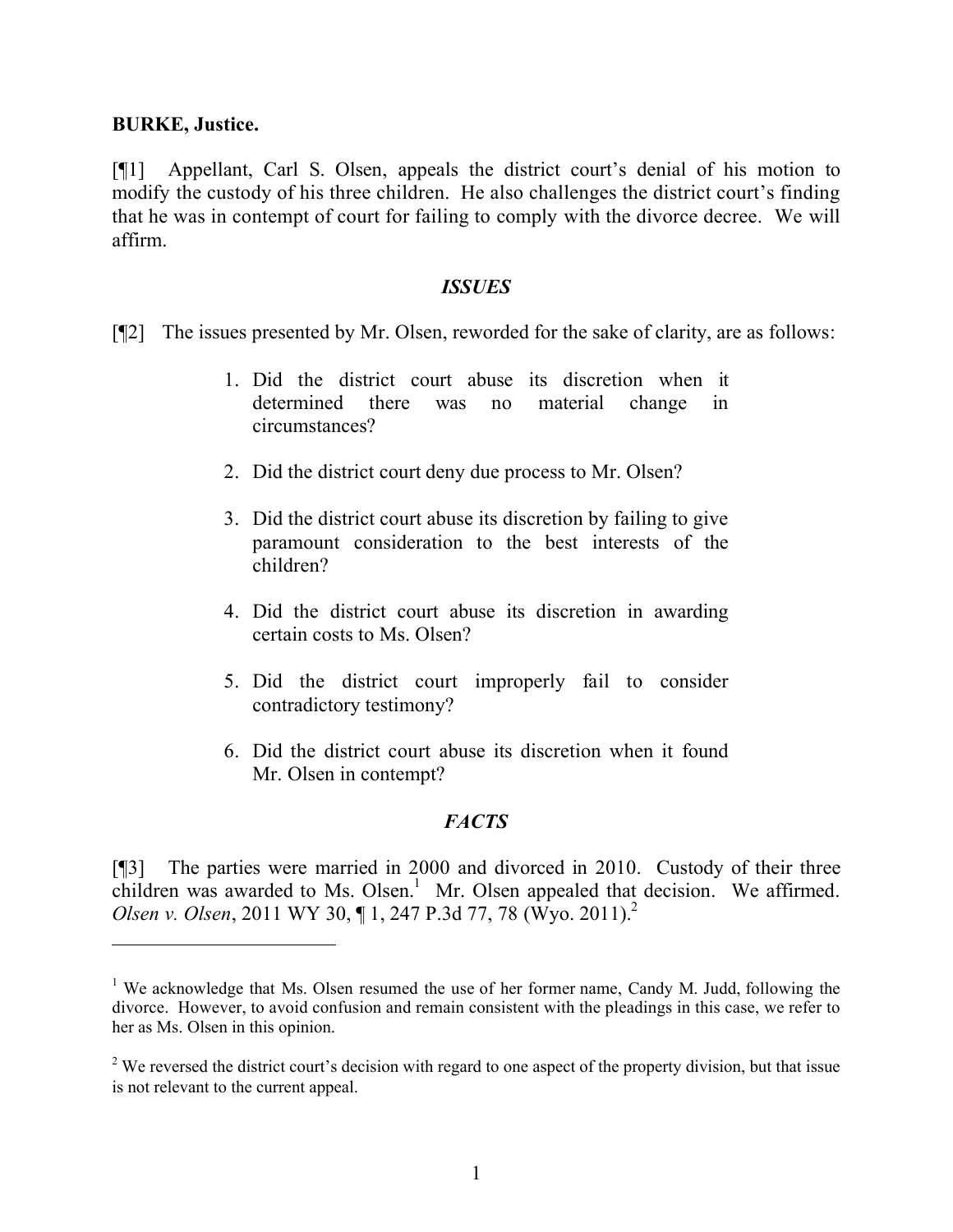**BURKE, Justice.**

[¶1] Appellant, Carl S. Olsen, appeals the district court's denial of his motion to modify the custody of his three children. He also challenges the district court's finding that he was in contempt of court for failing to comply with the divorce decree. We will affirm.

### *ISSUES*

[¶2] The issues presented by Mr. Olsen, reworded for the sake of clarity, are as follows:

1. Did the district court abuse its discretion when it determined there was no material change in circumstances?
2. Did the district court deny due process to Mr. Olsen?
3. Did the district court abuse its discretion by failing to give paramount consideration to the best interests of the children?
4. Did the district court abuse its discretion in awarding certain costs to Ms. Olsen?
5. Did the district court improperly fail to consider contradictory testimony?
6. Did the district court abuse its discretion when it found Mr. Olsen in contempt?

### *FACTS*

[¶3] The parties were married in 2000 and divorced in 2010. Custody of their three children was awarded to Ms. Olsen.[1] Mr. Olsen appealed that decision. We affirmed. *Olsen v. Olsen*, 2011 WY 30, ¶ 1, 247 P.3d 77, 78 (Wyo. 2011).[2]

---

[1] We acknowledge that Ms. Olsen resumed the use of her former name, Candy M. Judd, following the divorce. However, to avoid confusion and remain consistent with the pleadings in this case, we refer to her as Ms. Olsen in this opinion.

[2] We reversed the district court's decision with regard to one aspect of the property division, but that issue is not relevant to the current appeal.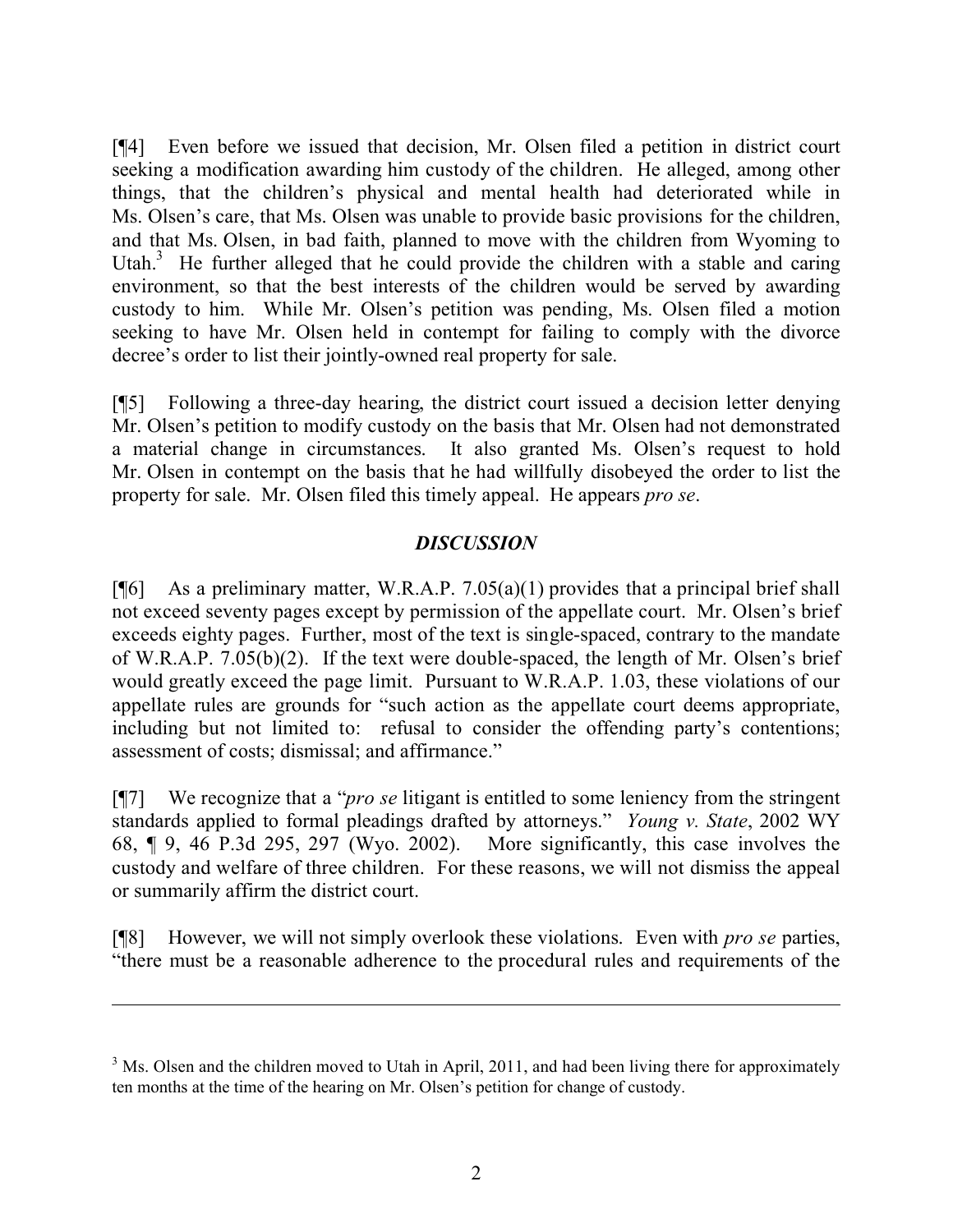[¶4] Even before we issued that decision, Mr. Olsen filed a petition in district court seeking a modification awarding him custody of the children. He alleged, among other things, that the children's physical and mental health had deteriorated while in Ms. Olsen's care, that Ms. Olsen was unable to provide basic provisions for the children, and that Ms. Olsen, in bad faith, planned to move with the children from Wyoming to Utah.[3] He further alleged that he could provide the children with a stable and caring environment, so that the best interests of the children would be served by awarding custody to him. While Mr. Olsen's petition was pending, Ms. Olsen filed a motion seeking to have Mr. Olsen held in contempt for failing to comply with the divorce decree's order to list their jointly-owned real property for sale.

[¶5] Following a three-day hearing, the district court issued a decision letter denying Mr. Olsen's petition to modify custody on the basis that Mr. Olsen had not demonstrated a material change in circumstances. It also granted Ms. Olsen's request to hold Mr. Olsen in contempt on the basis that he had willfully disobeyed the order to list the property for sale. Mr. Olsen filed this timely appeal. He appears *pro se*.

## *DISCUSSION*

[¶6] As a preliminary matter, W.R.A.P. 7.05(a)(1) provides that a principal brief shall not exceed seventy pages except by permission of the appellate court. Mr. Olsen's brief exceeds eighty pages. Further, most of the text is single-spaced, contrary to the mandate of W.R.A.P. 7.05(b)(2). If the text were double-spaced, the length of Mr. Olsen's brief would greatly exceed the page limit. Pursuant to W.R.A.P. 1.03, these violations of our appellate rules are grounds for "such action as the appellate court deems appropriate, including but not limited to: refusal to consider the offending party's contentions; assessment of costs; dismissal; and affirmance."

[¶7] We recognize that a "*pro se* litigant is entitled to some leniency from the stringent standards applied to formal pleadings drafted by attorneys." *Young v. State*, 2002 WY 68, ¶ 9, 46 P.3d 295, 297 (Wyo. 2002). More significantly, this case involves the custody and welfare of three children. For these reasons, we will not dismiss the appeal or summarily affirm the district court.

[¶8] However, we will not simply overlook these violations. Even with *pro se* parties, "there must be a reasonable adherence to the procedural rules and requirements of the

---

[3] Ms. Olsen and the children moved to Utah in April, 2011, and had been living there for approximately ten months at the time of the hearing on Mr. Olsen's petition for change of custody.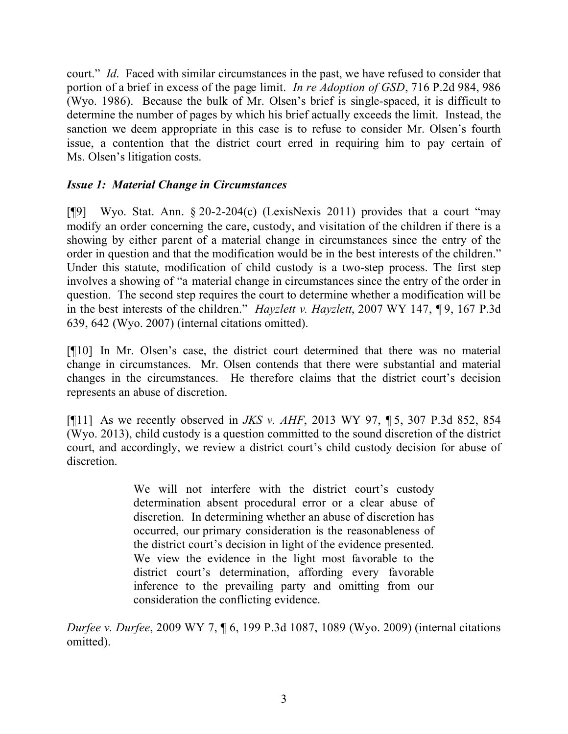court." *Id*. Faced with similar circumstances in the past, we have refused to consider that portion of a brief in excess of the page limit. *In re Adoption of GSD*, 716 P.2d 984, 986 (Wyo. 1986). Because the bulk of Mr. Olsen's brief is single-spaced, it is difficult to determine the number of pages by which his brief actually exceeds the limit. Instead, the sanction we deem appropriate in this case is to refuse to consider Mr. Olsen's fourth issue, a contention that the district court erred in requiring him to pay certain of Ms. Olsen's litigation costs.

### *Issue 1: Material Change in Circumstances*

[¶9] Wyo. Stat. Ann. § 20-2-204(c) (LexisNexis 2011) provides that a court "may modify an order concerning the care, custody, and visitation of the children if there is a showing by either parent of a material change in circumstances since the entry of the order in question and that the modification would be in the best interests of the children." Under this statute, modification of child custody is a two-step process. The first step involves a showing of "a material change in circumstances since the entry of the order in question. The second step requires the court to determine whether a modification will be in the best interests of the children." *Hayzlett v. Hayzlett*, 2007 WY 147, ¶ 9, 167 P.3d 639, 642 (Wyo. 2007) (internal citations omitted).

[¶10] In Mr. Olsen's case, the district court determined that there was no material change in circumstances. Mr. Olsen contends that there were substantial and material changes in the circumstances. He therefore claims that the district court's decision represents an abuse of discretion.

[¶11] As we recently observed in *JKS v. AHF*, 2013 WY 97, ¶ 5, 307 P.3d 852, 854 (Wyo. 2013), child custody is a question committed to the sound discretion of the district court, and accordingly, we review a district court's child custody decision for abuse of discretion.

> We will not interfere with the district court's custody determination absent procedural error or a clear abuse of discretion. In determining whether an abuse of discretion has occurred, our primary consideration is the reasonableness of the district court's decision in light of the evidence presented. We view the evidence in the light most favorable to the district court's determination, affording every favorable inference to the prevailing party and omitting from our consideration the conflicting evidence.

*Durfee v. Durfee*, 2009 WY 7, ¶ 6, 199 P.3d 1087, 1089 (Wyo. 2009) (internal citations omitted).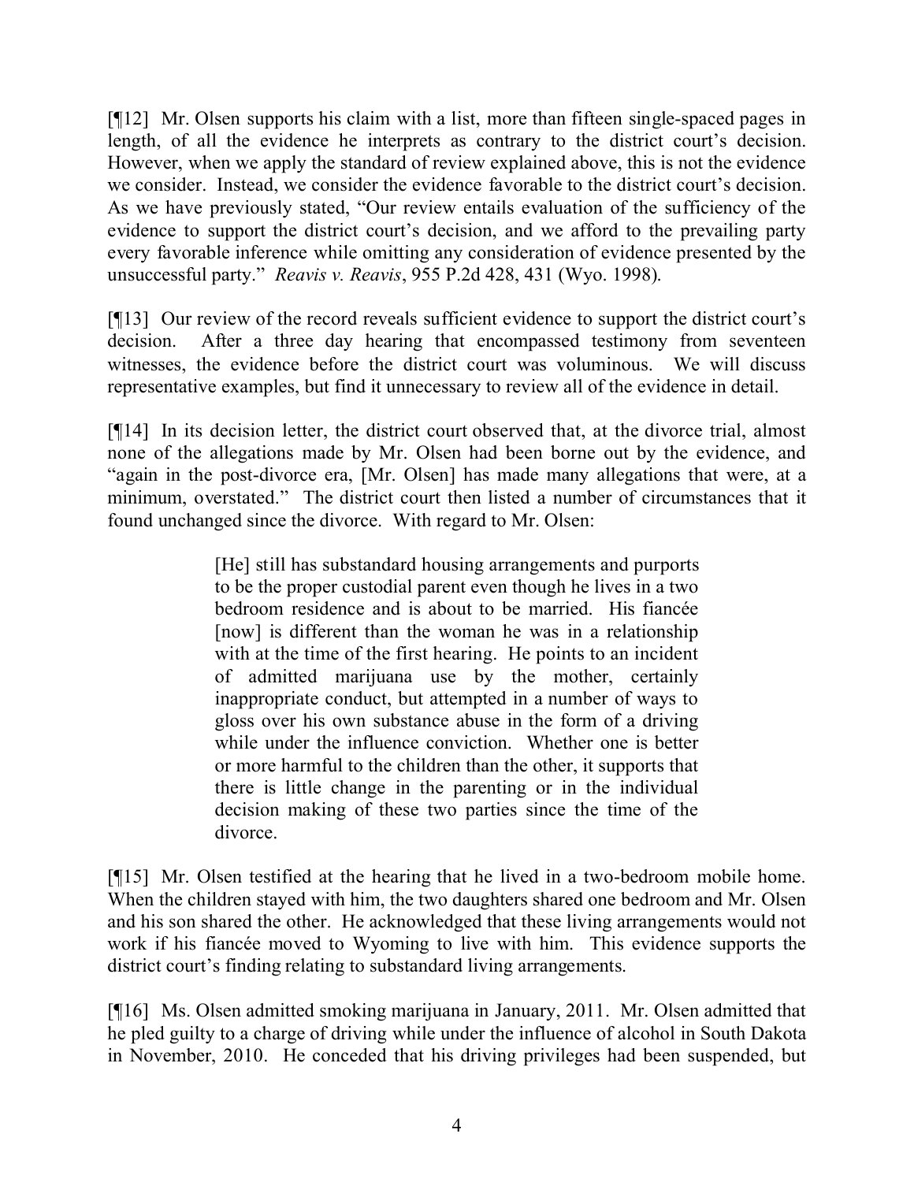[¶12] Mr. Olsen supports his claim with a list, more than fifteen single-spaced pages in length, of all the evidence he interprets as contrary to the district court's decision. However, when we apply the standard of review explained above, this is not the evidence we consider. Instead, we consider the evidence favorable to the district court's decision. As we have previously stated, "Our review entails evaluation of the sufficiency of the evidence to support the district court's decision, and we afford to the prevailing party every favorable inference while omitting any consideration of evidence presented by the unsuccessful party." *Reavis v. Reavis*, 955 P.2d 428, 431 (Wyo. 1998).

[¶13] Our review of the record reveals sufficient evidence to support the district court's decision. After a three day hearing that encompassed testimony from seventeen witnesses, the evidence before the district court was voluminous. We will discuss representative examples, but find it unnecessary to review all of the evidence in detail.

[¶14] In its decision letter, the district court observed that, at the divorce trial, almost none of the allegations made by Mr. Olsen had been borne out by the evidence, and "again in the post-divorce era, [Mr. Olsen] has made many allegations that were, at a minimum, overstated." The district court then listed a number of circumstances that it found unchanged since the divorce. With regard to Mr. Olsen:

> [He] still has substandard housing arrangements and purports to be the proper custodial parent even though he lives in a two bedroom residence and is about to be married. His fiancée [now] is different than the woman he was in a relationship with at the time of the first hearing. He points to an incident of admitted marijuana use by the mother, certainly inappropriate conduct, but attempted in a number of ways to gloss over his own substance abuse in the form of a driving while under the influence conviction. Whether one is better or more harmful to the children than the other, it supports that there is little change in the parenting or in the individual decision making of these two parties since the time of the divorce.

[¶15] Mr. Olsen testified at the hearing that he lived in a two-bedroom mobile home. When the children stayed with him, the two daughters shared one bedroom and Mr. Olsen and his son shared the other. He acknowledged that these living arrangements would not work if his fiancée moved to Wyoming to live with him. This evidence supports the district court's finding relating to substandard living arrangements.

[¶16] Ms. Olsen admitted smoking marijuana in January, 2011. Mr. Olsen admitted that he pled guilty to a charge of driving while under the influence of alcohol in South Dakota in November, 2010. He conceded that his driving privileges had been suspended, but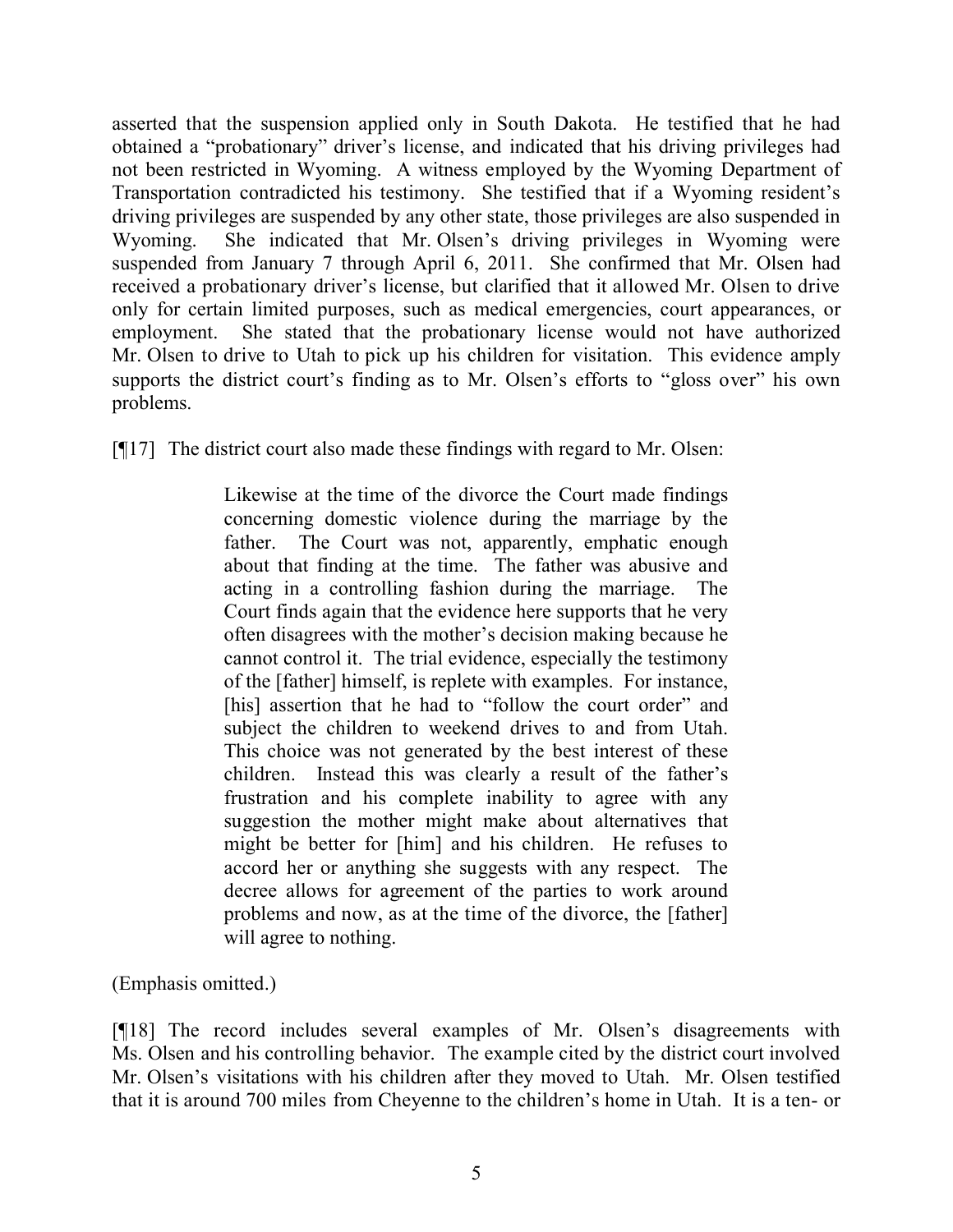asserted that the suspension applied only in South Dakota. He testified that he had obtained a "probationary" driver's license, and indicated that his driving privileges had not been restricted in Wyoming. A witness employed by the Wyoming Department of Transportation contradicted his testimony. She testified that if a Wyoming resident's driving privileges are suspended by any other state, those privileges are also suspended in Wyoming. She indicated that Mr. Olsen's driving privileges in Wyoming were suspended from January 7 through April 6, 2011. She confirmed that Mr. Olsen had received a probationary driver's license, but clarified that it allowed Mr. Olsen to drive only for certain limited purposes, such as medical emergencies, court appearances, or employment. She stated that the probationary license would not have authorized Mr. Olsen to drive to Utah to pick up his children for visitation. This evidence amply supports the district court's finding as to Mr. Olsen's efforts to "gloss over" his own problems.

[¶17] The district court also made these findings with regard to Mr. Olsen:

> Likewise at the time of the divorce the Court made findings concerning domestic violence during the marriage by the father. The Court was not, apparently, emphatic enough about that finding at the time. The father was abusive and acting in a controlling fashion during the marriage. The Court finds again that the evidence here supports that he very often disagrees with the mother's decision making because he cannot control it. The trial evidence, especially the testimony of the [father] himself, is replete with examples. For instance, [his] assertion that he had to "follow the court order" and subject the children to weekend drives to and from Utah. This choice was not generated by the best interest of these children. Instead this was clearly a result of the father's frustration and his complete inability to agree with any suggestion the mother might make about alternatives that might be better for [him] and his children. He refuses to accord her or anything she suggests with any respect. The decree allows for agreement of the parties to work around problems and now, as at the time of the divorce, the [father] will agree to nothing.

(Emphasis omitted.)

[¶18] The record includes several examples of Mr. Olsen's disagreements with Ms. Olsen and his controlling behavior. The example cited by the district court involved Mr. Olsen's visitations with his children after they moved to Utah. Mr. Olsen testified that it is around 700 miles from Cheyenne to the children's home in Utah. It is a ten- or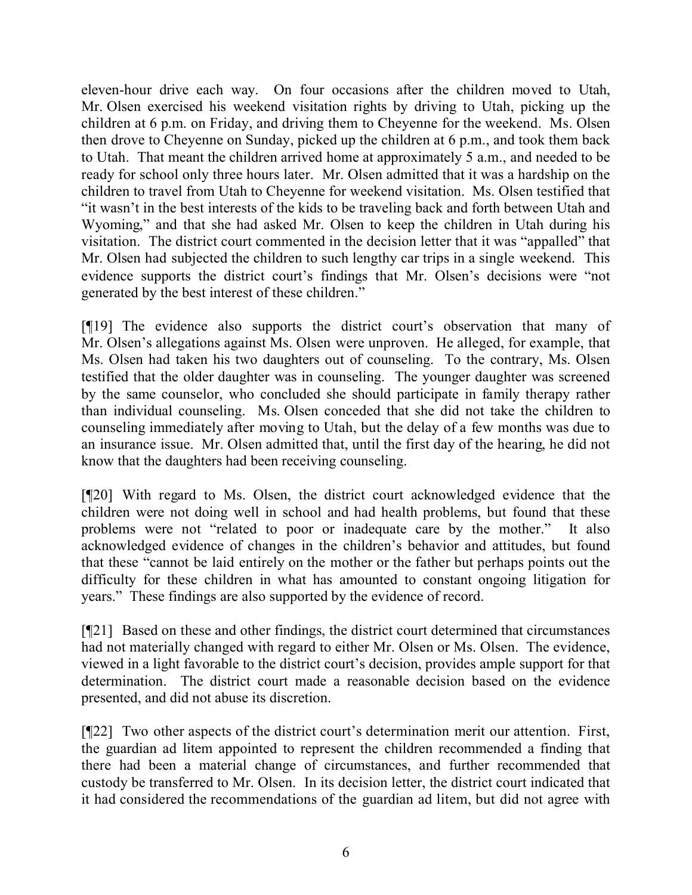eleven-hour drive each way. On four occasions after the children moved to Utah, Mr. Olsen exercised his weekend visitation rights by driving to Utah, picking up the children at 6 p.m. on Friday, and driving them to Cheyenne for the weekend. Ms. Olsen then drove to Cheyenne on Sunday, picked up the children at 6 p.m., and took them back to Utah. That meant the children arrived home at approximately 5 a.m., and needed to be ready for school only three hours later. Mr. Olsen admitted that it was a hardship on the children to travel from Utah to Cheyenne for weekend visitation. Ms. Olsen testified that "it wasn't in the best interests of the kids to be traveling back and forth between Utah and Wyoming," and that she had asked Mr. Olsen to keep the children in Utah during his visitation. The district court commented in the decision letter that it was "appalled" that Mr. Olsen had subjected the children to such lengthy car trips in a single weekend. This evidence supports the district court's findings that Mr. Olsen's decisions were "not generated by the best interest of these children."

[¶19] The evidence also supports the district court's observation that many of Mr. Olsen's allegations against Ms. Olsen were unproven. He alleged, for example, that Ms. Olsen had taken his two daughters out of counseling. To the contrary, Ms. Olsen testified that the older daughter was in counseling. The younger daughter was screened by the same counselor, who concluded she should participate in family therapy rather than individual counseling. Ms. Olsen conceded that she did not take the children to counseling immediately after moving to Utah, but the delay of a few months was due to an insurance issue. Mr. Olsen admitted that, until the first day of the hearing, he did not know that the daughters had been receiving counseling.

[¶20] With regard to Ms. Olsen, the district court acknowledged evidence that the children were not doing well in school and had health problems, but found that these problems were not "related to poor or inadequate care by the mother." It also acknowledged evidence of changes in the children's behavior and attitudes, but found that these "cannot be laid entirely on the mother or the father but perhaps points out the difficulty for these children in what has amounted to constant ongoing litigation for years." These findings are also supported by the evidence of record.

[¶21] Based on these and other findings, the district court determined that circumstances had not materially changed with regard to either Mr. Olsen or Ms. Olsen. The evidence, viewed in a light favorable to the district court's decision, provides ample support for that determination. The district court made a reasonable decision based on the evidence presented, and did not abuse its discretion.

[¶22] Two other aspects of the district court's determination merit our attention. First, the guardian ad litem appointed to represent the children recommended a finding that there had been a material change of circumstances, and further recommended that custody be transferred to Mr. Olsen. In its decision letter, the district court indicated that it had considered the recommendations of the guardian ad litem, but did not agree with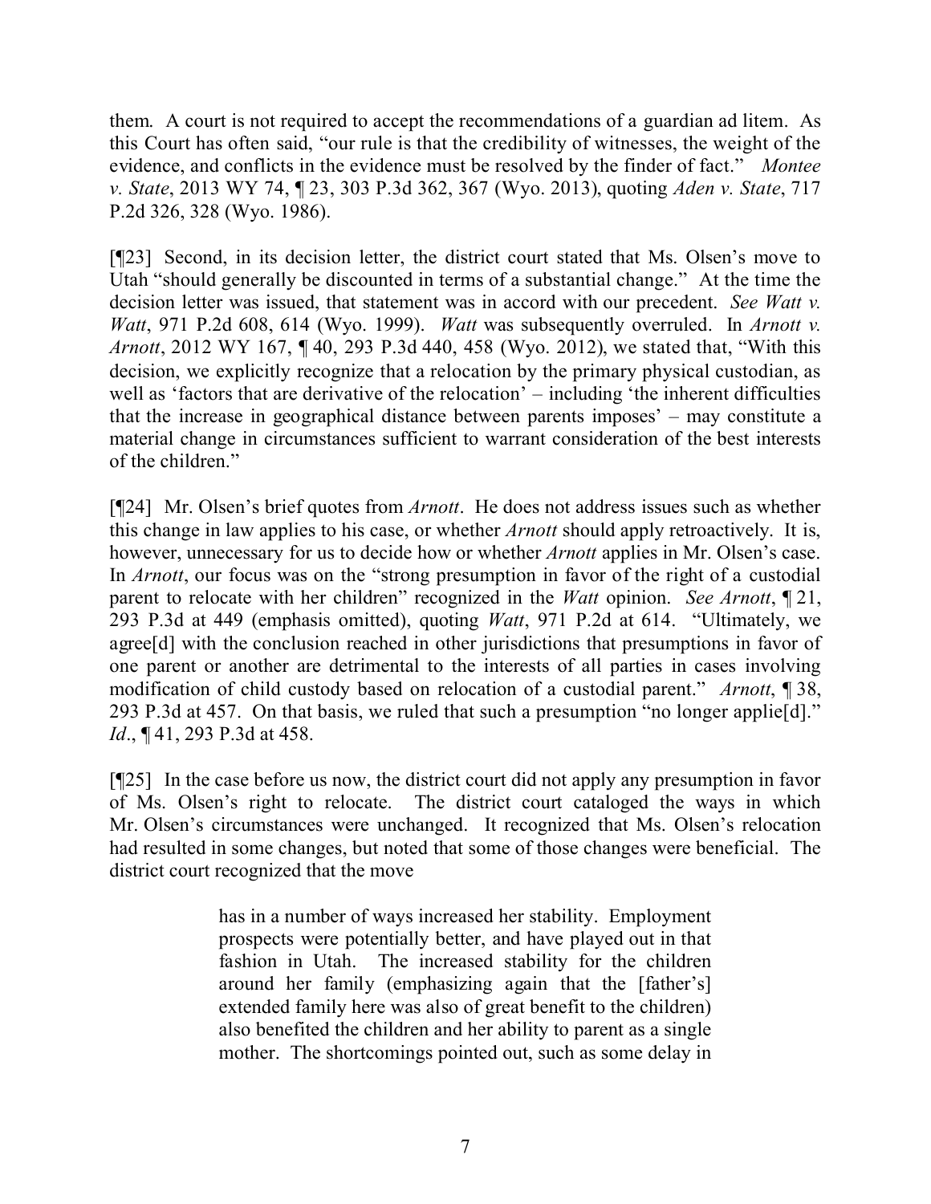them. A court is not required to accept the recommendations of a guardian ad litem. As this Court has often said, "our rule is that the credibility of witnesses, the weight of the evidence, and conflicts in the evidence must be resolved by the finder of fact." *Montee v. State*, 2013 WY 74, ¶ 23, 303 P.3d 362, 367 (Wyo. 2013), quoting *Aden v. State*, 717 P.2d 326, 328 (Wyo. 1986).

[¶23] Second, in its decision letter, the district court stated that Ms. Olsen's move to Utah "should generally be discounted in terms of a substantial change." At the time the decision letter was issued, that statement was in accord with our precedent. *See Watt v. Watt*, 971 P.2d 608, 614 (Wyo. 1999). *Watt* was subsequently overruled. In *Arnott v. Arnott*, 2012 WY 167, ¶ 40, 293 P.3d 440, 458 (Wyo. 2012), we stated that, "With this decision, we explicitly recognize that a relocation by the primary physical custodian, as well as 'factors that are derivative of the relocation' – including 'the inherent difficulties that the increase in geographical distance between parents imposes' – may constitute a material change in circumstances sufficient to warrant consideration of the best interests of the children."

[¶24] Mr. Olsen's brief quotes from *Arnott*. He does not address issues such as whether this change in law applies to his case, or whether *Arnott* should apply retroactively. It is, however, unnecessary for us to decide how or whether *Arnott* applies in Mr. Olsen's case. In *Arnott*, our focus was on the "strong presumption in favor of the right of a custodial parent to relocate with her children" recognized in the *Watt* opinion. *See Arnott*, ¶ 21, 293 P.3d at 449 (emphasis omitted), quoting *Watt*, 971 P.2d at 614. "Ultimately, we agree[d] with the conclusion reached in other jurisdictions that presumptions in favor of one parent or another are detrimental to the interests of all parties in cases involving modification of child custody based on relocation of a custodial parent." *Arnott*, ¶ 38, 293 P.3d at 457. On that basis, we ruled that such a presumption "no longer applie[d]." *Id*., ¶ 41, 293 P.3d at 458.

[¶25] In the case before us now, the district court did not apply any presumption in favor of Ms. Olsen's right to relocate. The district court cataloged the ways in which Mr. Olsen's circumstances were unchanged. It recognized that Ms. Olsen's relocation had resulted in some changes, but noted that some of those changes were beneficial. The district court recognized that the move

> has in a number of ways increased her stability. Employment prospects were potentially better, and have played out in that fashion in Utah. The increased stability for the children around her family (emphasizing again that the [father's] extended family here was also of great benefit to the children) also benefited the children and her ability to parent as a single mother. The shortcomings pointed out, such as some delay in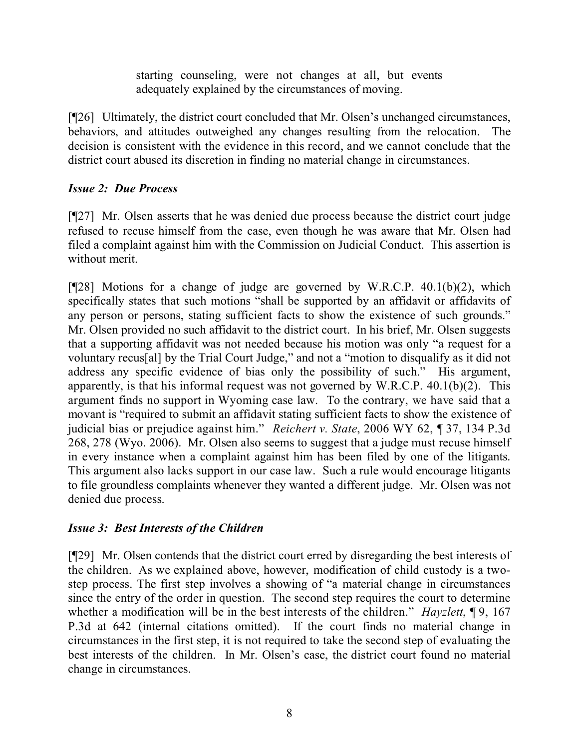> starting counseling, were not changes at all, but events adequately explained by the circumstances of moving.

[¶26] Ultimately, the district court concluded that Mr. Olsen's unchanged circumstances, behaviors, and attitudes outweighed any changes resulting from the relocation. The decision is consistent with the evidence in this record, and we cannot conclude that the district court abused its discretion in finding no material change in circumstances.

### *Issue 2: Due Process*

[¶27] Mr. Olsen asserts that he was denied due process because the district court judge refused to recuse himself from the case, even though he was aware that Mr. Olsen had filed a complaint against him with the Commission on Judicial Conduct. This assertion is without merit.

[¶28] Motions for a change of judge are governed by W.R.C.P. 40.1(b)(2), which specifically states that such motions "shall be supported by an affidavit or affidavits of any person or persons, stating sufficient facts to show the existence of such grounds." Mr. Olsen provided no such affidavit to the district court. In his brief, Mr. Olsen suggests that a supporting affidavit was not needed because his motion was only "a request for a voluntary recus[al] by the Trial Court Judge," and not a "motion to disqualify as it did not address any specific evidence of bias only the possibility of such." His argument, apparently, is that his informal request was not governed by W.R.C.P. 40.1(b)(2). This argument finds no support in Wyoming case law. To the contrary, we have said that a movant is "required to submit an affidavit stating sufficient facts to show the existence of judicial bias or prejudice against him." *Reichert v. State*, 2006 WY 62, ¶ 37, 134 P.3d 268, 278 (Wyo. 2006). Mr. Olsen also seems to suggest that a judge must recuse himself in every instance when a complaint against him has been filed by one of the litigants. This argument also lacks support in our case law. Such a rule would encourage litigants to file groundless complaints whenever they wanted a different judge. Mr. Olsen was not denied due process.

### *Issue 3: Best Interests of the Children*

[¶29] Mr. Olsen contends that the district court erred by disregarding the best interests of the children. As we explained above, however, modification of child custody is a two-step process. The first step involves a showing of "a material change in circumstances since the entry of the order in question. The second step requires the court to determine whether a modification will be in the best interests of the children." *Hayzlett*, ¶ 9, 167 P.3d at 642 (internal citations omitted). If the court finds no material change in circumstances in the first step, it is not required to take the second step of evaluating the best interests of the children. In Mr. Olsen's case, the district court found no material change in circumstances.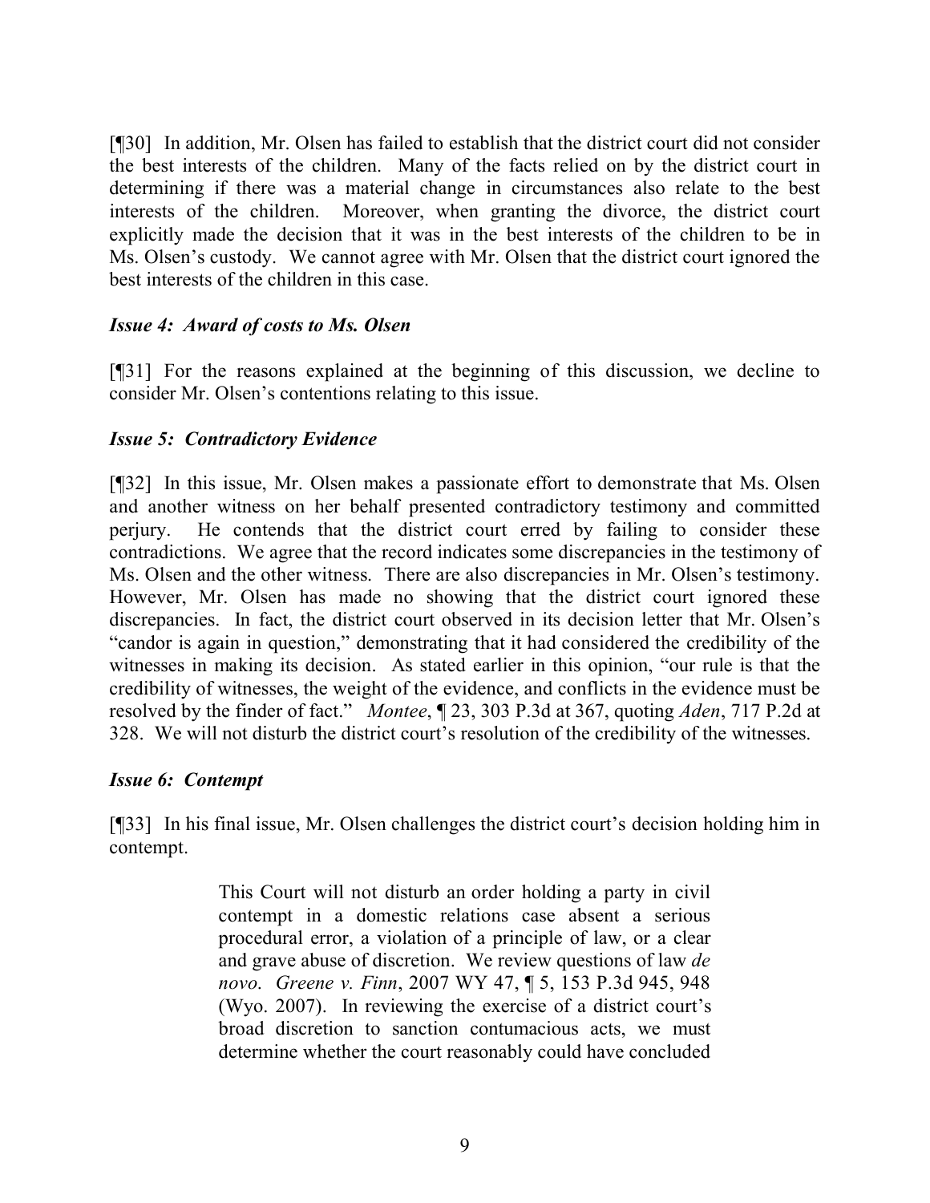[¶30] In addition, Mr. Olsen has failed to establish that the district court did not consider the best interests of the children. Many of the facts relied on by the district court in determining if there was a material change in circumstances also relate to the best interests of the children. Moreover, when granting the divorce, the district court explicitly made the decision that it was in the best interests of the children to be in Ms. Olsen's custody. We cannot agree with Mr. Olsen that the district court ignored the best interests of the children in this case.

### *Issue 4: Award of costs to Ms. Olsen*

[¶31] For the reasons explained at the beginning of this discussion, we decline to consider Mr. Olsen's contentions relating to this issue.

### *Issue 5: Contradictory Evidence*

[¶32] In this issue, Mr. Olsen makes a passionate effort to demonstrate that Ms. Olsen and another witness on her behalf presented contradictory testimony and committed perjury. He contends that the district court erred by failing to consider these contradictions. We agree that the record indicates some discrepancies in the testimony of Ms. Olsen and the other witness. There are also discrepancies in Mr. Olsen's testimony. However, Mr. Olsen has made no showing that the district court ignored these discrepancies. In fact, the district court observed in its decision letter that Mr. Olsen's "candor is again in question," demonstrating that it had considered the credibility of the witnesses in making its decision. As stated earlier in this opinion, "our rule is that the credibility of witnesses, the weight of the evidence, and conflicts in the evidence must be resolved by the finder of fact." *Montee*, ¶ 23, 303 P.3d at 367, quoting *Aden*, 717 P.2d at 328. We will not disturb the district court's resolution of the credibility of the witnesses.

### *Issue 6: Contempt*

[¶33] In his final issue, Mr. Olsen challenges the district court's decision holding him in contempt.

> This Court will not disturb an order holding a party in civil contempt in a domestic relations case absent a serious procedural error, a violation of a principle of law, or a clear and grave abuse of discretion. We review questions of law *de novo*. *Greene v. Finn*, 2007 WY 47, ¶ 5, 153 P.3d 945, 948 (Wyo. 2007). In reviewing the exercise of a district court's broad discretion to sanction contumacious acts, we must determine whether the court reasonably could have concluded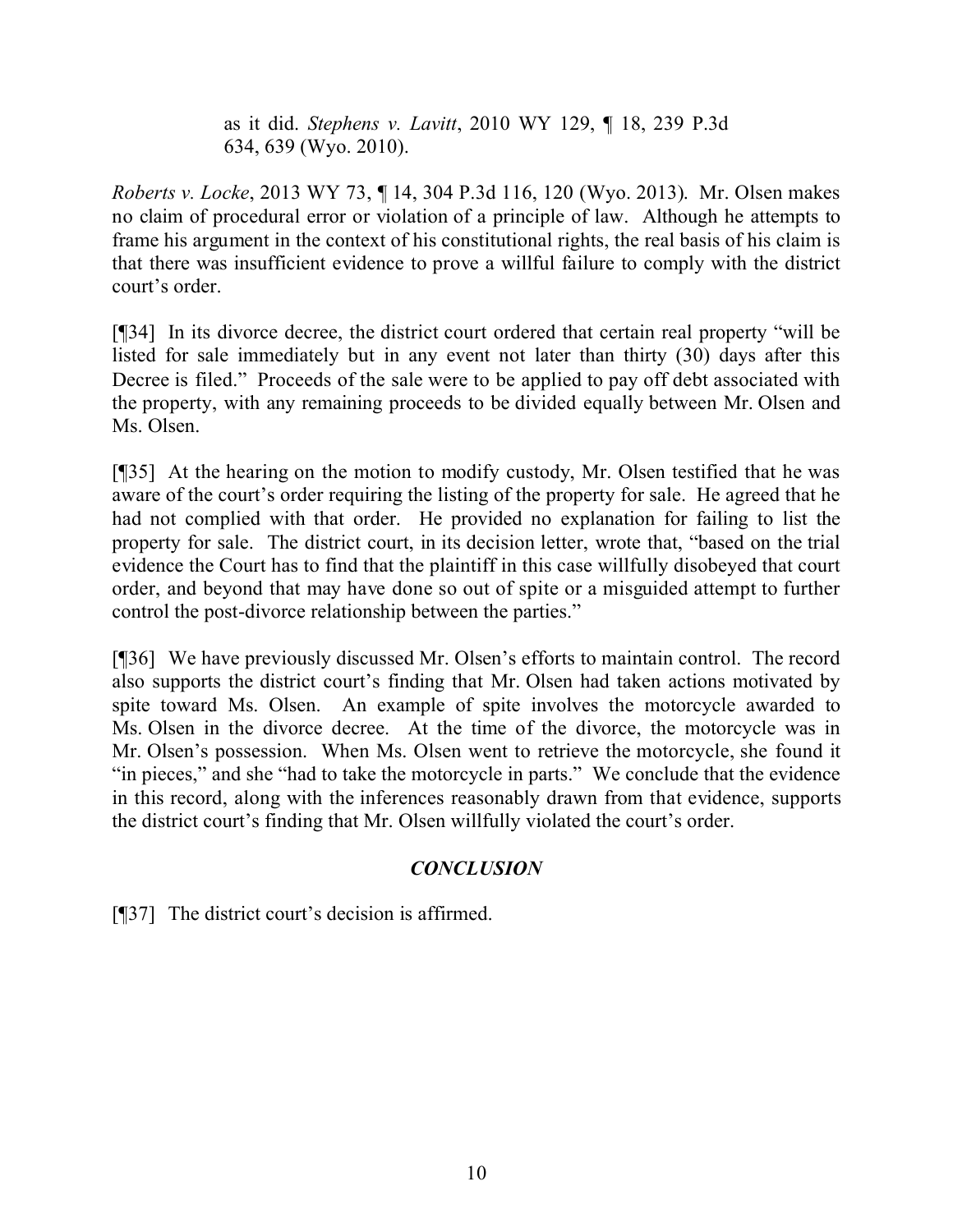> as it did. *Stephens v. Lavitt*, 2010 WY 129, ¶ 18, 239 P.3d 634, 639 (Wyo. 2010).

*Roberts v. Locke*, 2013 WY 73, ¶ 14, 304 P.3d 116, 120 (Wyo. 2013). Mr. Olsen makes no claim of procedural error or violation of a principle of law. Although he attempts to frame his argument in the context of his constitutional rights, the real basis of his claim is that there was insufficient evidence to prove a willful failure to comply with the district court's order.

[¶34] In its divorce decree, the district court ordered that certain real property "will be listed for sale immediately but in any event not later than thirty (30) days after this Decree is filed." Proceeds of the sale were to be applied to pay off debt associated with the property, with any remaining proceeds to be divided equally between Mr. Olsen and Ms. Olsen.

[¶35] At the hearing on the motion to modify custody, Mr. Olsen testified that he was aware of the court's order requiring the listing of the property for sale. He agreed that he had not complied with that order. He provided no explanation for failing to list the property for sale. The district court, in its decision letter, wrote that, "based on the trial evidence the Court has to find that the plaintiff in this case willfully disobeyed that court order, and beyond that may have done so out of spite or a misguided attempt to further control the post-divorce relationship between the parties."

[¶36] We have previously discussed Mr. Olsen's efforts to maintain control. The record also supports the district court's finding that Mr. Olsen had taken actions motivated by spite toward Ms. Olsen. An example of spite involves the motorcycle awarded to Ms. Olsen in the divorce decree. At the time of the divorce, the motorcycle was in Mr. Olsen's possession. When Ms. Olsen went to retrieve the motorcycle, she found it "in pieces," and she "had to take the motorcycle in parts." We conclude that the evidence in this record, along with the inferences reasonably drawn from that evidence, supports the district court's finding that Mr. Olsen willfully violated the court's order.

## *CONCLUSION*

[¶37] The district court's decision is affirmed.